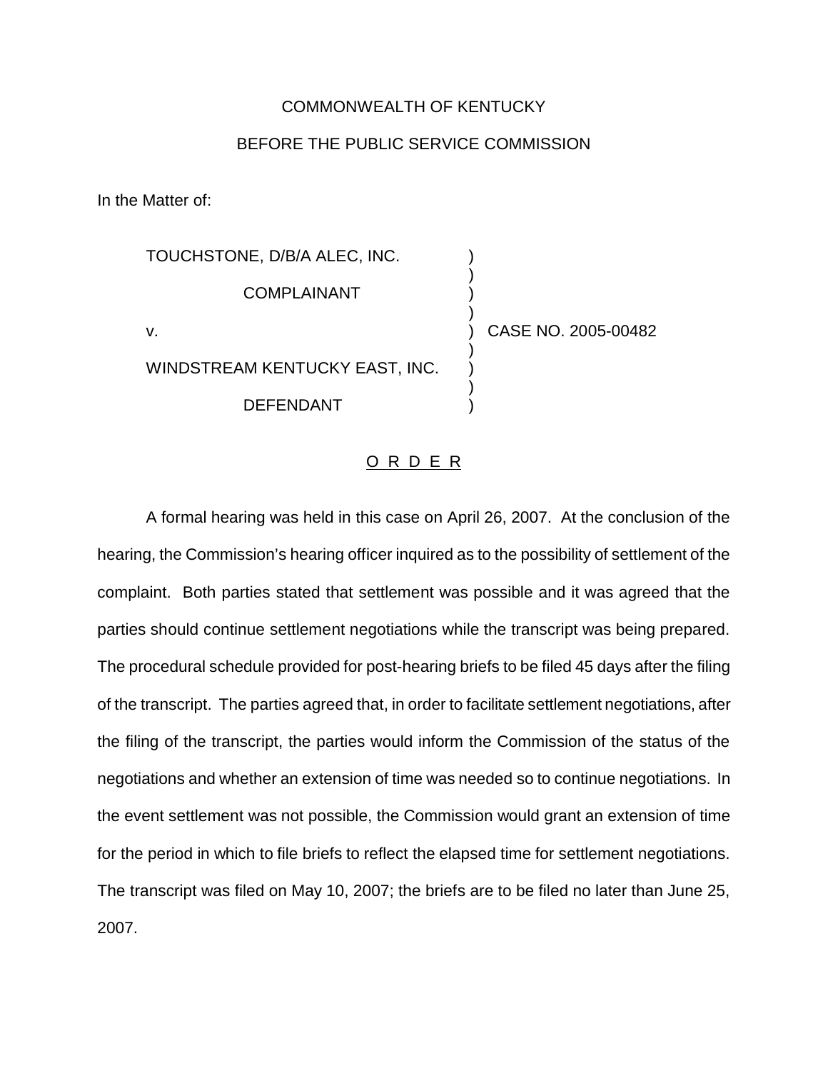COMMONWEALTH OF KENTUCKY

BEFORE THE PUBLIC SERVICE COMMISSION

In the Matter of:

| | | |
|---|---|---|
| TOUCHSTONE, D/B/A ALEC, INC. | ) | |
| COMPLAINANT | ) | |
| v. | ) | CASE NO. 2005-00482 |
| WINDSTREAM KENTUCKY EAST, INC. | ) | |
| DEFENDANT | ) | |

## O R D E R

A formal hearing was held in this case on April 26, 2007. At the conclusion of the hearing, the Commission's hearing officer inquired as to the possibility of settlement of the complaint. Both parties stated that settlement was possible and it was agreed that the parties should continue settlement negotiations while the transcript was being prepared. The procedural schedule provided for post-hearing briefs to be filed 45 days after the filing of the transcript. The parties agreed that, in order to facilitate settlement negotiations, after the filing of the transcript, the parties would inform the Commission of the status of the negotiations and whether an extension of time was needed so to continue negotiations. In the event settlement was not possible, the Commission would grant an extension of time for the period in which to file briefs to reflect the elapsed time for settlement negotiations. The transcript was filed on May 10, 2007; the briefs are to be filed no later than June 25, 2007.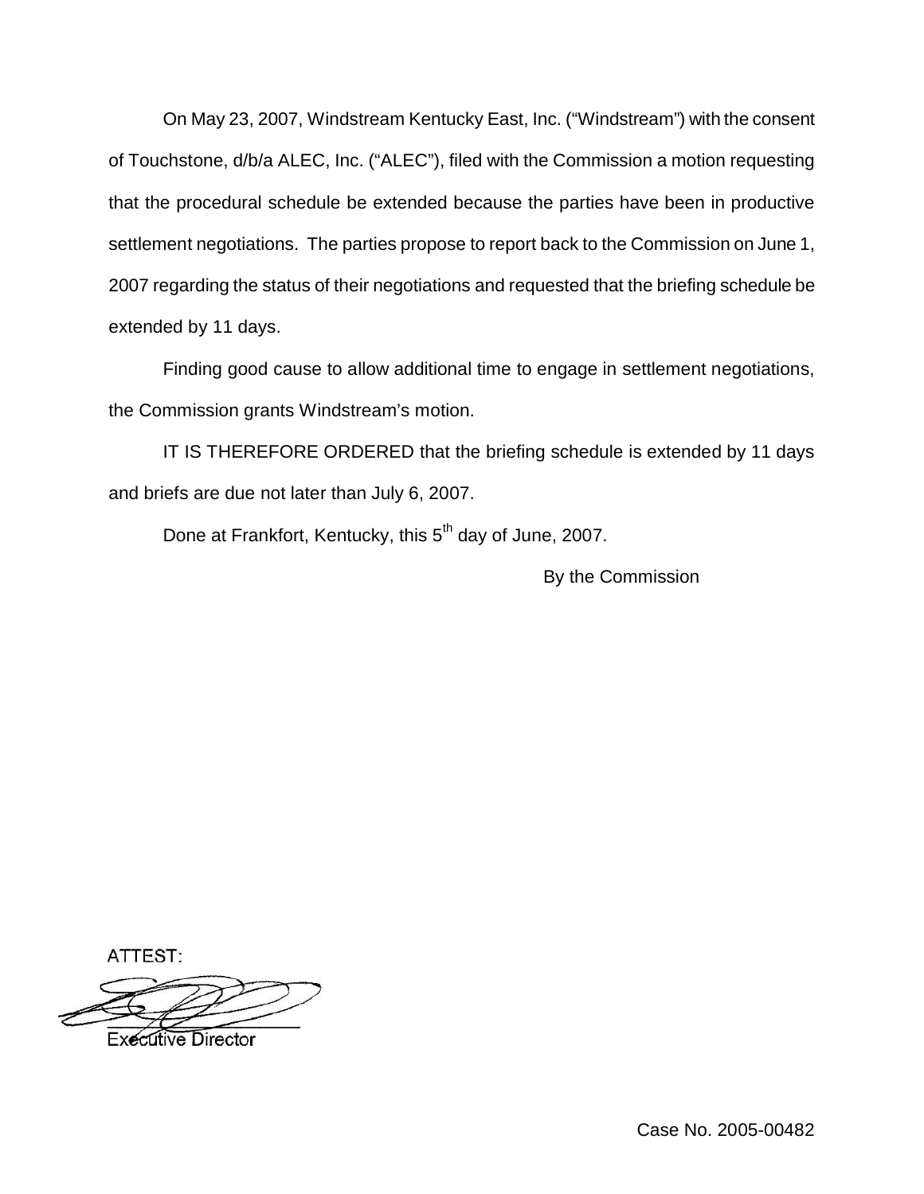On May 23, 2007, Windstream Kentucky East, Inc. ("Windstream") with the consent of Touchstone, d/b/a ALEC, Inc. ("ALEC"), filed with the Commission a motion requesting that the procedural schedule be extended because the parties have been in productive settlement negotiations. The parties propose to report back to the Commission on June 1, 2007 regarding the status of their negotiations and requested that the briefing schedule be extended by 11 days.

Finding good cause to allow additional time to engage in settlement negotiations, the Commission grants Windstream's motion.

IT IS THEREFORE ORDERED that the briefing schedule is extended by 11 days and briefs are due not later than July 6, 2007.

Done at Frankfort, Kentucky, this 5th day of June, 2007.

By the Commission

ATTEST:

Executive Director

Case No. 2005-00482